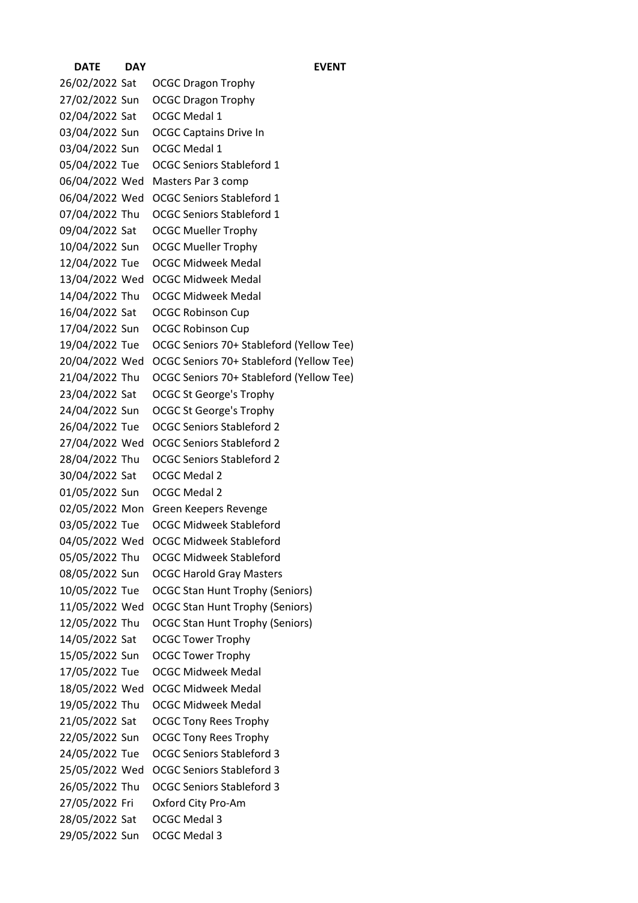| DATE | DAY | EVENT |
|---|---|---|
| 26/02/2022 | Sat | OCGC Dragon Trophy |
| 27/02/2022 | Sun | OCGC Dragon Trophy |
| 02/04/2022 | Sat | OCGC Medal 1 |
| 03/04/2022 | Sun | OCGC Captains Drive In |
| 03/04/2022 | Sun | OCGC Medal 1 |
| 05/04/2022 | Tue | OCGC Seniors Stableford 1 |
| 06/04/2022 | Wed | Masters Par 3 comp |
| 06/04/2022 | Wed | OCGC Seniors Stableford 1 |
| 07/04/2022 | Thu | OCGC Seniors Stableford 1 |
| 09/04/2022 | Sat | OCGC Mueller Trophy |
| 10/04/2022 | Sun | OCGC Mueller Trophy |
| 12/04/2022 | Tue | OCGC Midweek Medal |
| 13/04/2022 | Wed | OCGC Midweek Medal |
| 14/04/2022 | Thu | OCGC Midweek Medal |
| 16/04/2022 | Sat | OCGC Robinson Cup |
| 17/04/2022 | Sun | OCGC Robinson Cup |
| 19/04/2022 | Tue | OCGC Seniors 70+ Stableford (Yellow Tee) |
| 20/04/2022 | Wed | OCGC Seniors 70+ Stableford (Yellow Tee) |
| 21/04/2022 | Thu | OCGC Seniors 70+ Stableford (Yellow Tee) |
| 23/04/2022 | Sat | OCGC St George's Trophy |
| 24/04/2022 | Sun | OCGC St George's Trophy |
| 26/04/2022 | Tue | OCGC Seniors Stableford 2 |
| 27/04/2022 | Wed | OCGC Seniors Stableford 2 |
| 28/04/2022 | Thu | OCGC Seniors Stableford 2 |
| 30/04/2022 | Sat | OCGC Medal 2 |
| 01/05/2022 | Sun | OCGC Medal 2 |
| 02/05/2022 | Mon | Green Keepers Revenge |
| 03/05/2022 | Tue | OCGC Midweek Stableford |
| 04/05/2022 | Wed | OCGC Midweek Stableford |
| 05/05/2022 | Thu | OCGC Midweek Stableford |
| 08/05/2022 | Sun | OCGC Harold Gray Masters |
| 10/05/2022 | Tue | OCGC Stan Hunt Trophy (Seniors) |
| 11/05/2022 | Wed | OCGC Stan Hunt Trophy (Seniors) |
| 12/05/2022 | Thu | OCGC Stan Hunt Trophy (Seniors) |
| 14/05/2022 | Sat | OCGC Tower Trophy |
| 15/05/2022 | Sun | OCGC Tower Trophy |
| 17/05/2022 | Tue | OCGC Midweek Medal |
| 18/05/2022 | Wed | OCGC Midweek Medal |
| 19/05/2022 | Thu | OCGC Midweek Medal |
| 21/05/2022 | Sat | OCGC Tony Rees Trophy |
| 22/05/2022 | Sun | OCGC Tony Rees Trophy |
| 24/05/2022 | Tue | OCGC Seniors Stableford 3 |
| 25/05/2022 | Wed | OCGC Seniors Stableford 3 |
| 26/05/2022 | Thu | OCGC Seniors Stableford 3 |
| 27/05/2022 | Fri | Oxford City Pro-Am |
| 28/05/2022 | Sat | OCGC Medal 3 |
| 29/05/2022 | Sun | OCGC Medal 3 |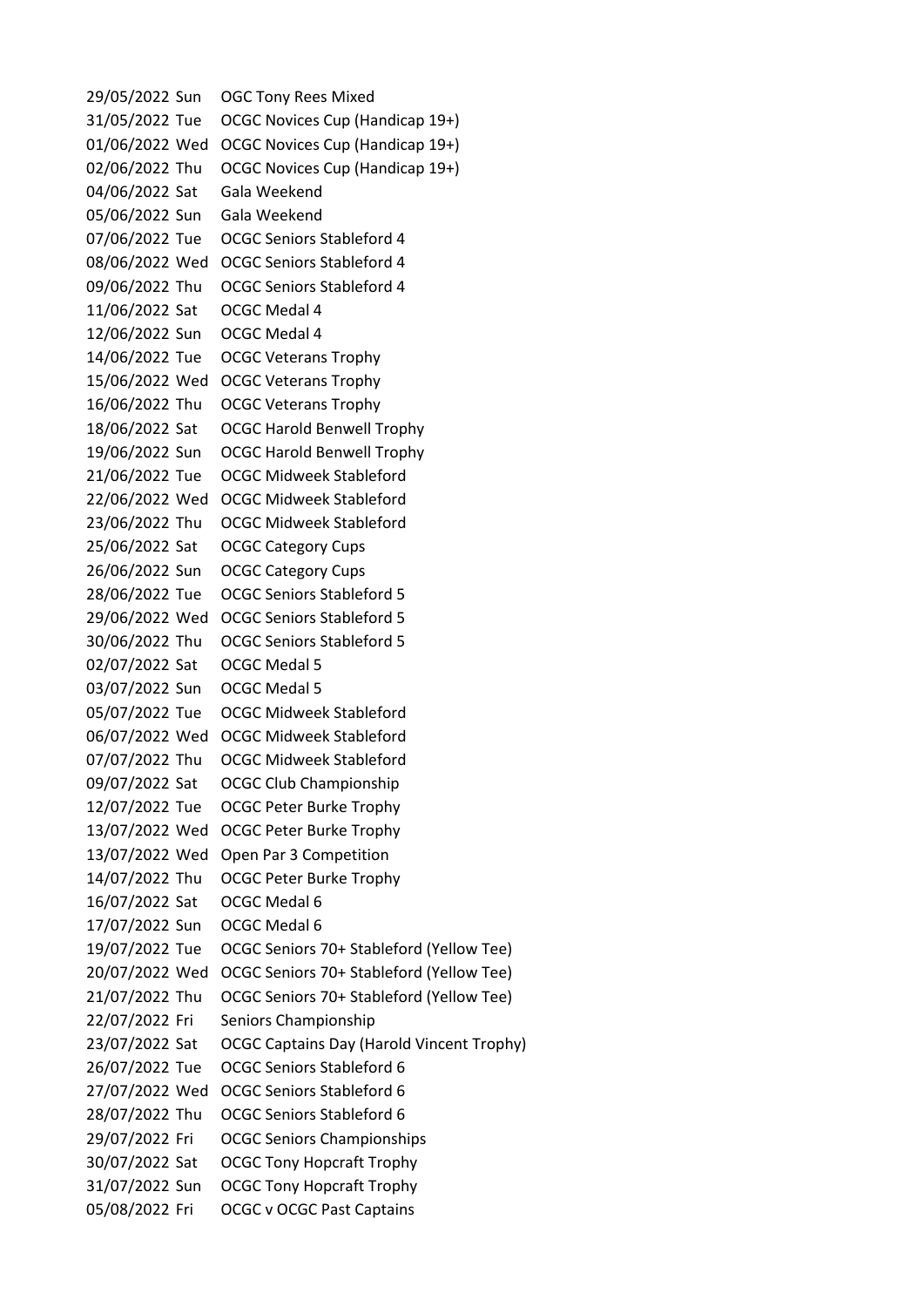| | | |
|---|---|---|
| 29/05/2022 | Sun | OGC Tony Rees Mixed |
| 31/05/2022 | Tue | OCGC Novices Cup (Handicap 19+) |
| 01/06/2022 | Wed | OCGC Novices Cup (Handicap 19+) |
| 02/06/2022 | Thu | OCGC Novices Cup (Handicap 19+) |
| 04/06/2022 | Sat | Gala Weekend |
| 05/06/2022 | Sun | Gala Weekend |
| 07/06/2022 | Tue | OCGC Seniors Stableford 4 |
| 08/06/2022 | Wed | OCGC Seniors Stableford 4 |
| 09/06/2022 | Thu | OCGC Seniors Stableford 4 |
| 11/06/2022 | Sat | OCGC Medal 4 |
| 12/06/2022 | Sun | OCGC Medal 4 |
| 14/06/2022 | Tue | OCGC Veterans Trophy |
| 15/06/2022 | Wed | OCGC Veterans Trophy |
| 16/06/2022 | Thu | OCGC Veterans Trophy |
| 18/06/2022 | Sat | OCGC Harold Benwell Trophy |
| 19/06/2022 | Sun | OCGC Harold Benwell Trophy |
| 21/06/2022 | Tue | OCGC Midweek Stableford |
| 22/06/2022 | Wed | OCGC Midweek Stableford |
| 23/06/2022 | Thu | OCGC Midweek Stableford |
| 25/06/2022 | Sat | OCGC Category Cups |
| 26/06/2022 | Sun | OCGC Category Cups |
| 28/06/2022 | Tue | OCGC Seniors Stableford 5 |
| 29/06/2022 | Wed | OCGC Seniors Stableford 5 |
| 30/06/2022 | Thu | OCGC Seniors Stableford 5 |
| 02/07/2022 | Sat | OCGC Medal 5 |
| 03/07/2022 | Sun | OCGC Medal 5 |
| 05/07/2022 | Tue | OCGC Midweek Stableford |
| 06/07/2022 | Wed | OCGC Midweek Stableford |
| 07/07/2022 | Thu | OCGC Midweek Stableford |
| 09/07/2022 | Sat | OCGC Club Championship |
| 12/07/2022 | Tue | OCGC Peter Burke Trophy |
| 13/07/2022 | Wed | OCGC Peter Burke Trophy |
| 13/07/2022 | Wed | Open Par 3 Competition |
| 14/07/2022 | Thu | OCGC Peter Burke Trophy |
| 16/07/2022 | Sat | OCGC Medal 6 |
| 17/07/2022 | Sun | OCGC Medal 6 |
| 19/07/2022 | Tue | OCGC Seniors 70+ Stableford (Yellow Tee) |
| 20/07/2022 | Wed | OCGC Seniors 70+ Stableford (Yellow Tee) |
| 21/07/2022 | Thu | OCGC Seniors 70+ Stableford (Yellow Tee) |
| 22/07/2022 | Fri | Seniors Championship |
| 23/07/2022 | Sat | OCGC Captains Day (Harold Vincent Trophy) |
| 26/07/2022 | Tue | OCGC Seniors Stableford 6 |
| 27/07/2022 | Wed | OCGC Seniors Stableford 6 |
| 28/07/2022 | Thu | OCGC Seniors Stableford 6 |
| 29/07/2022 | Fri | OCGC Seniors Championships |
| 30/07/2022 | Sat | OCGC Tony Hopcraft Trophy |
| 31/07/2022 | Sun | OCGC Tony Hopcraft Trophy |
| 05/08/2022 | Fri | OCGC v OCGC Past Captains |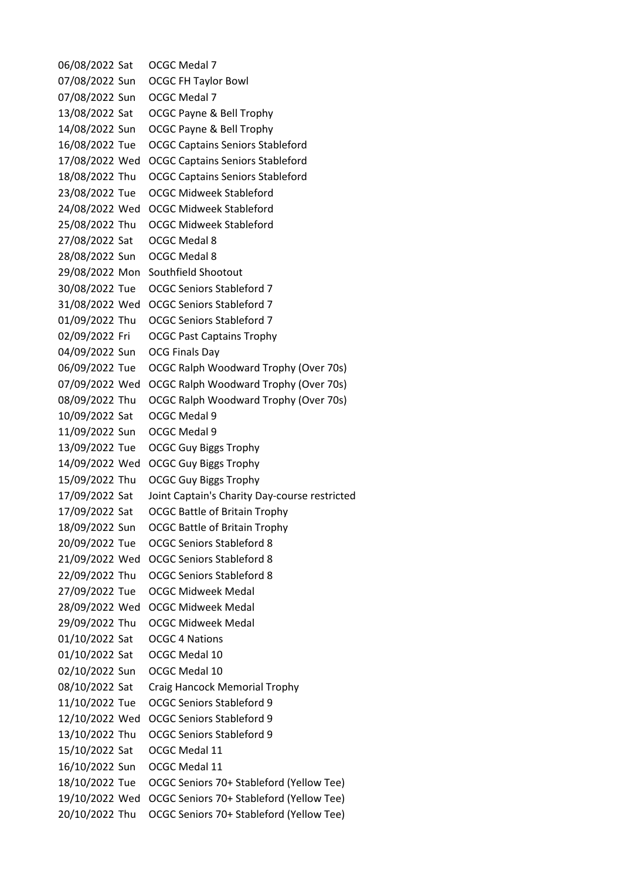| | | |
|---|---|---|
| 06/08/2022 | Sat | OCGC Medal 7 |
| 07/08/2022 | Sun | OCGC FH Taylor Bowl |
| 07/08/2022 | Sun | OCGC Medal 7 |
| 13/08/2022 | Sat | OCGC Payne & Bell Trophy |
| 14/08/2022 | Sun | OCGC Payne & Bell Trophy |
| 16/08/2022 | Tue | OCGC Captains Seniors Stableford |
| 17/08/2022 | Wed | OCGC Captains Seniors Stableford |
| 18/08/2022 | Thu | OCGC Captains Seniors Stableford |
| 23/08/2022 | Tue | OCGC Midweek Stableford |
| 24/08/2022 | Wed | OCGC Midweek Stableford |
| 25/08/2022 | Thu | OCGC Midweek Stableford |
| 27/08/2022 | Sat | OCGC Medal 8 |
| 28/08/2022 | Sun | OCGC Medal 8 |
| 29/08/2022 | Mon | Southfield Shootout |
| 30/08/2022 | Tue | OCGC Seniors Stableford 7 |
| 31/08/2022 | Wed | OCGC Seniors Stableford 7 |
| 01/09/2022 | Thu | OCGC Seniors Stableford 7 |
| 02/09/2022 | Fri | OCGC Past Captains Trophy |
| 04/09/2022 | Sun | OCG Finals Day |
| 06/09/2022 | Tue | OCGC Ralph Woodward Trophy (Over 70s) |
| 07/09/2022 | Wed | OCGC Ralph Woodward Trophy (Over 70s) |
| 08/09/2022 | Thu | OCGC Ralph Woodward Trophy (Over 70s) |
| 10/09/2022 | Sat | OCGC Medal 9 |
| 11/09/2022 | Sun | OCGC Medal 9 |
| 13/09/2022 | Tue | OCGC Guy Biggs Trophy |
| 14/09/2022 | Wed | OCGC Guy Biggs Trophy |
| 15/09/2022 | Thu | OCGC Guy Biggs Trophy |
| 17/09/2022 | Sat | Joint Captain's Charity Day-course restricted |
| 17/09/2022 | Sat | OCGC Battle of Britain Trophy |
| 18/09/2022 | Sun | OCGC Battle of Britain Trophy |
| 20/09/2022 | Tue | OCGC Seniors Stableford 8 |
| 21/09/2022 | Wed | OCGC Seniors Stableford 8 |
| 22/09/2022 | Thu | OCGC Seniors Stableford 8 |
| 27/09/2022 | Tue | OCGC Midweek Medal |
| 28/09/2022 | Wed | OCGC Midweek Medal |
| 29/09/2022 | Thu | OCGC Midweek Medal |
| 01/10/2022 | Sat | OCGC 4 Nations |
| 01/10/2022 | Sat | OCGC Medal 10 |
| 02/10/2022 | Sun | OCGC Medal 10 |
| 08/10/2022 | Sat | Craig Hancock Memorial Trophy |
| 11/10/2022 | Tue | OCGC Seniors Stableford 9 |
| 12/10/2022 | Wed | OCGC Seniors Stableford 9 |
| 13/10/2022 | Thu | OCGC Seniors Stableford 9 |
| 15/10/2022 | Sat | OCGC Medal 11 |
| 16/10/2022 | Sun | OCGC Medal 11 |
| 18/10/2022 | Tue | OCGC Seniors 70+ Stableford (Yellow Tee) |
| 19/10/2022 | Wed | OCGC Seniors 70+ Stableford (Yellow Tee) |
| 20/10/2022 | Thu | OCGC Seniors 70+ Stableford (Yellow Tee) |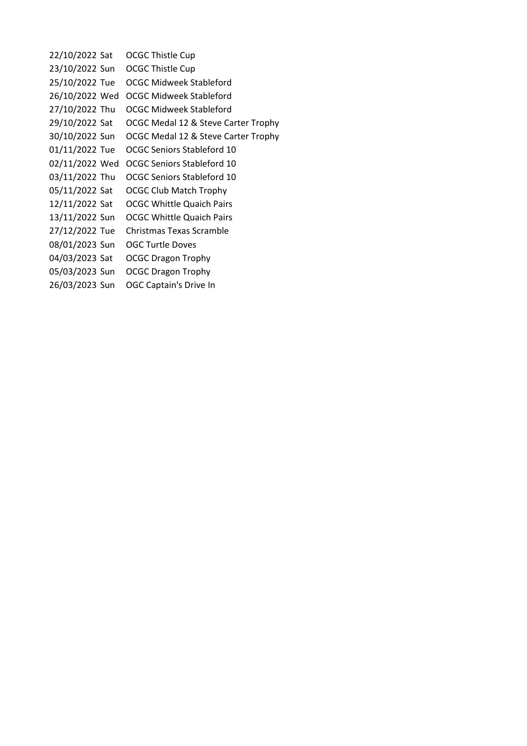| | | |
|---|---|---|
| 22/10/2022 | Sat | OCGC Thistle Cup |
| 23/10/2022 | Sun | OCGC Thistle Cup |
| 25/10/2022 | Tue | OCGC Midweek Stableford |
| 26/10/2022 | Wed | OCGC Midweek Stableford |
| 27/10/2022 | Thu | OCGC Midweek Stableford |
| 29/10/2022 | Sat | OCGC Medal 12 & Steve Carter Trophy |
| 30/10/2022 | Sun | OCGC Medal 12 & Steve Carter Trophy |
| 01/11/2022 | Tue | OCGC Seniors Stableford 10 |
| 02/11/2022 | Wed | OCGC Seniors Stableford 10 |
| 03/11/2022 | Thu | OCGC Seniors Stableford 10 |
| 05/11/2022 | Sat | OCGC Club Match Trophy |
| 12/11/2022 | Sat | OCGC Whittle Quaich Pairs |
| 13/11/2022 | Sun | OCGC Whittle Quaich Pairs |
| 27/12/2022 | Tue | Christmas Texas Scramble |
| 08/01/2023 | Sun | OGC Turtle Doves |
| 04/03/2023 | Sat | OCGC Dragon Trophy |
| 05/03/2023 | Sun | OCGC Dragon Trophy |
| 26/03/2023 | Sun | OGC Captain's Drive In |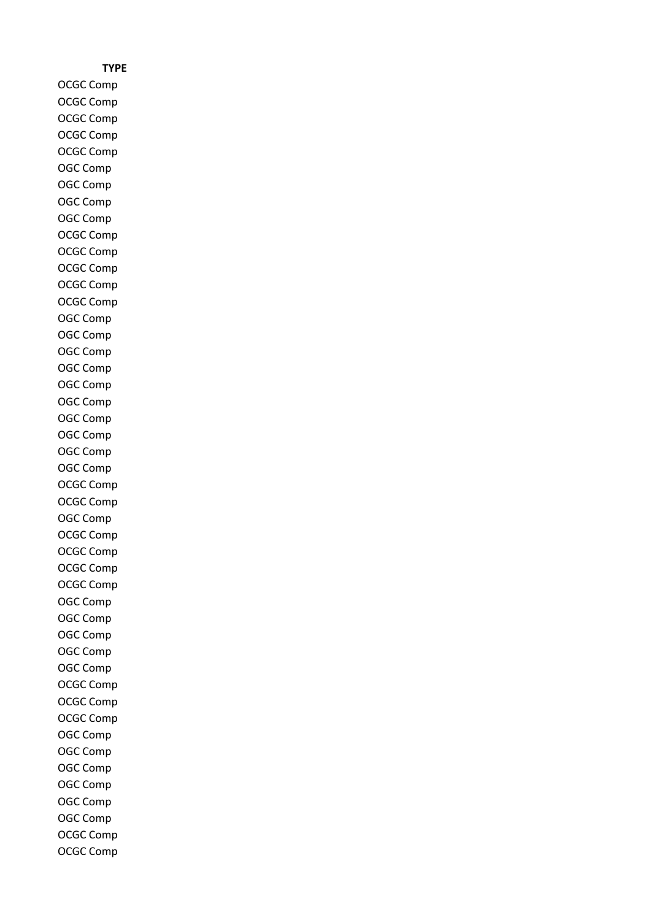| TYPE |
|---|
| OCGC Comp |
| OCGC Comp |
| OCGC Comp |
| OCGC Comp |
| OCGC Comp |
| OGC Comp |
| OGC Comp |
| OGC Comp |
| OGC Comp |
| OCGC Comp |
| OCGC Comp |
| OCGC Comp |
| OCGC Comp |
| OCGC Comp |
| OGC Comp |
| OGC Comp |
| OGC Comp |
| OGC Comp |
| OGC Comp |
| OGC Comp |
| OGC Comp |
| OGC Comp |
| OGC Comp |
| OGC Comp |
| OCGC Comp |
| OCGC Comp |
| OGC Comp |
| OCGC Comp |
| OCGC Comp |
| OCGC Comp |
| OCGC Comp |
| OGC Comp |
| OGC Comp |
| OGC Comp |
| OGC Comp |
| OGC Comp |
| OCGC Comp |
| OCGC Comp |
| OCGC Comp |
| OGC Comp |
| OGC Comp |
| OGC Comp |
| OGC Comp |
| OGC Comp |
| OGC Comp |
| OCGC Comp |
| OCGC Comp |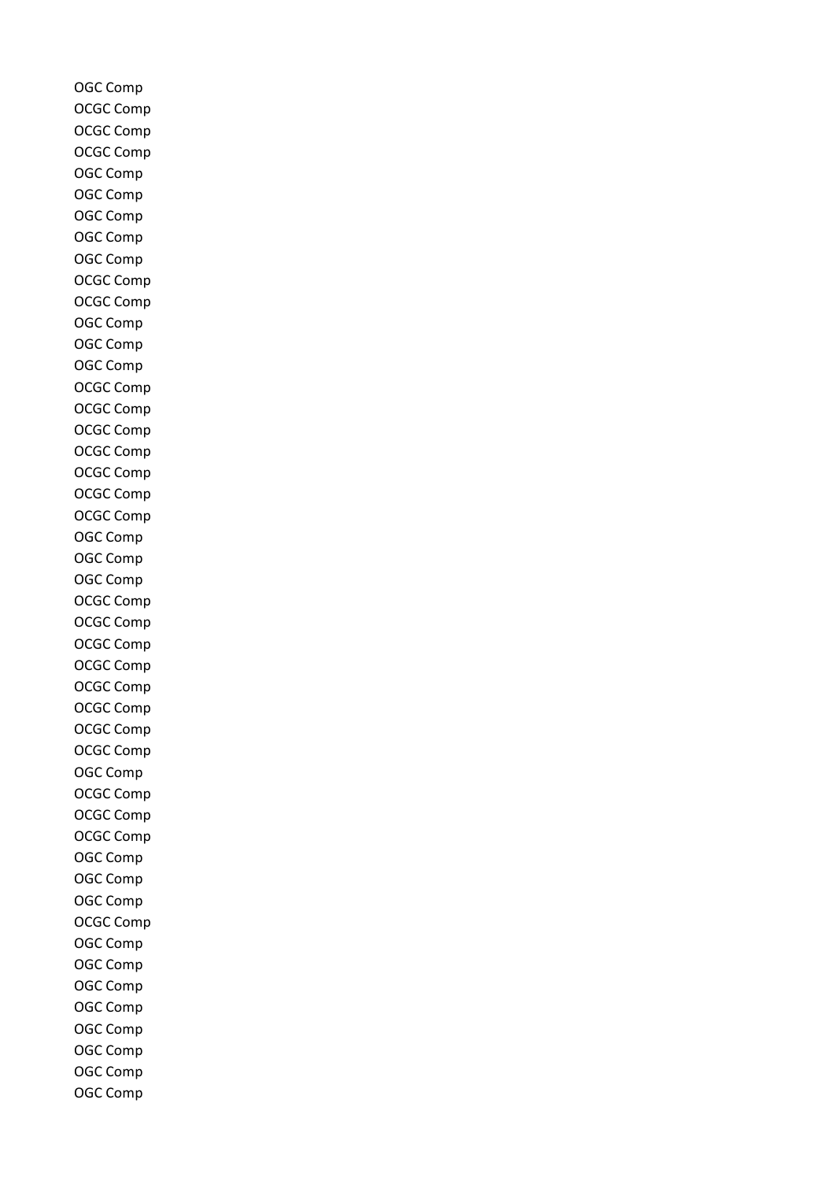OGC Comp
OCGC Comp
OCGC Comp
OCGC Comp
OGC Comp
OGC Comp
OGC Comp
OGC Comp
OGC Comp
OCGC Comp
OCGC Comp
OGC Comp
OGC Comp
OGC Comp
OCGC Comp
OCGC Comp
OCGC Comp
OCGC Comp
OCGC Comp
OCGC Comp
OCGC Comp
OGC Comp
OGC Comp
OGC Comp
OCGC Comp
OCGC Comp
OCGC Comp
OCGC Comp
OCGC Comp
OCGC Comp
OCGC Comp
OCGC Comp
OGC Comp
OCGC Comp
OCGC Comp
OCGC Comp
OGC Comp
OGC Comp
OGC Comp
OCGC Comp
OGC Comp
OGC Comp
OGC Comp
OGC Comp
OGC Comp
OGC Comp
OGC Comp
OGC Comp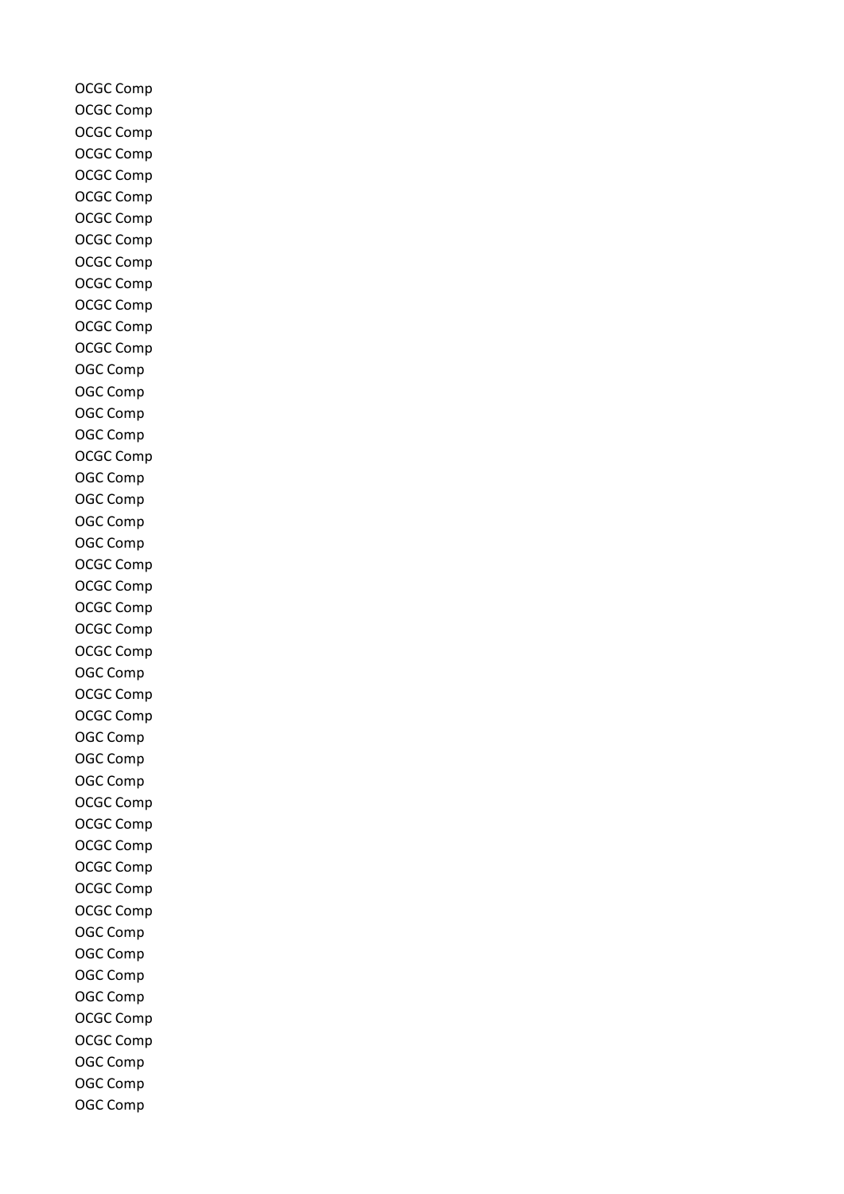OCGC Comp
OCGC Comp
OCGC Comp
OCGC Comp
OCGC Comp
OCGC Comp
OCGC Comp
OCGC Comp
OCGC Comp
OCGC Comp
OCGC Comp
OCGC Comp
OCGC Comp
OGC Comp
OGC Comp
OGC Comp
OGC Comp
OCGC Comp
OGC Comp
OGC Comp
OGC Comp
OGC Comp
OCGC Comp
OCGC Comp
OCGC Comp
OCGC Comp
OCGC Comp
OGC Comp
OCGC Comp
OCGC Comp
OGC Comp
OGC Comp
OGC Comp
OCGC Comp
OCGC Comp
OCGC Comp
OCGC Comp
OCGC Comp
OCGC Comp
OGC Comp
OGC Comp
OGC Comp
OGC Comp
OCGC Comp
OCGC Comp
OGC Comp
OGC Comp
OGC Comp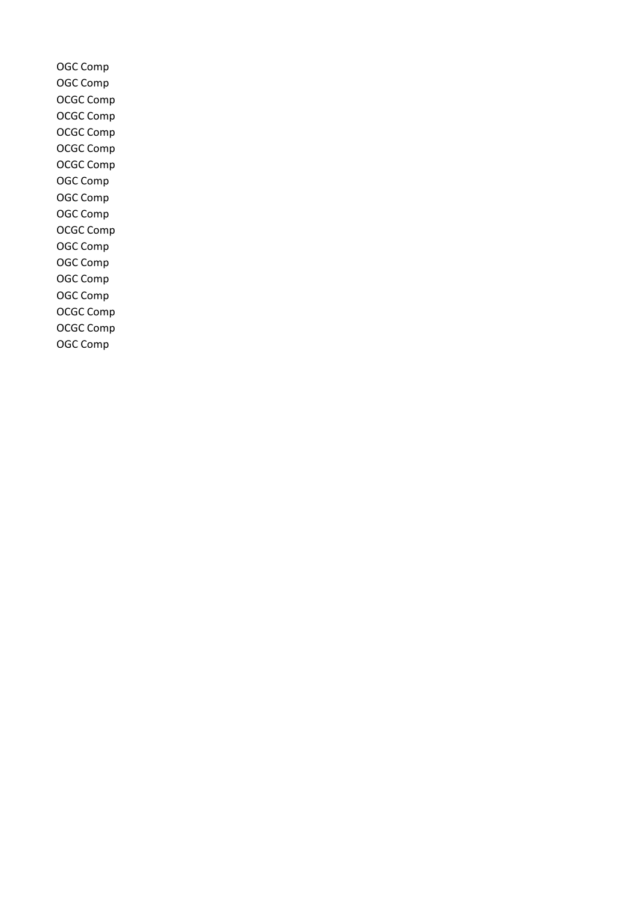OGC Comp
OGC Comp
OCGC Comp
OCGC Comp
OCGC Comp
OCGC Comp
OCGC Comp
OGC Comp
OGC Comp
OGC Comp
OCGC Comp
OGC Comp
OGC Comp
OGC Comp
OGC Comp
OCGC Comp
OCGC Comp
OGC Comp